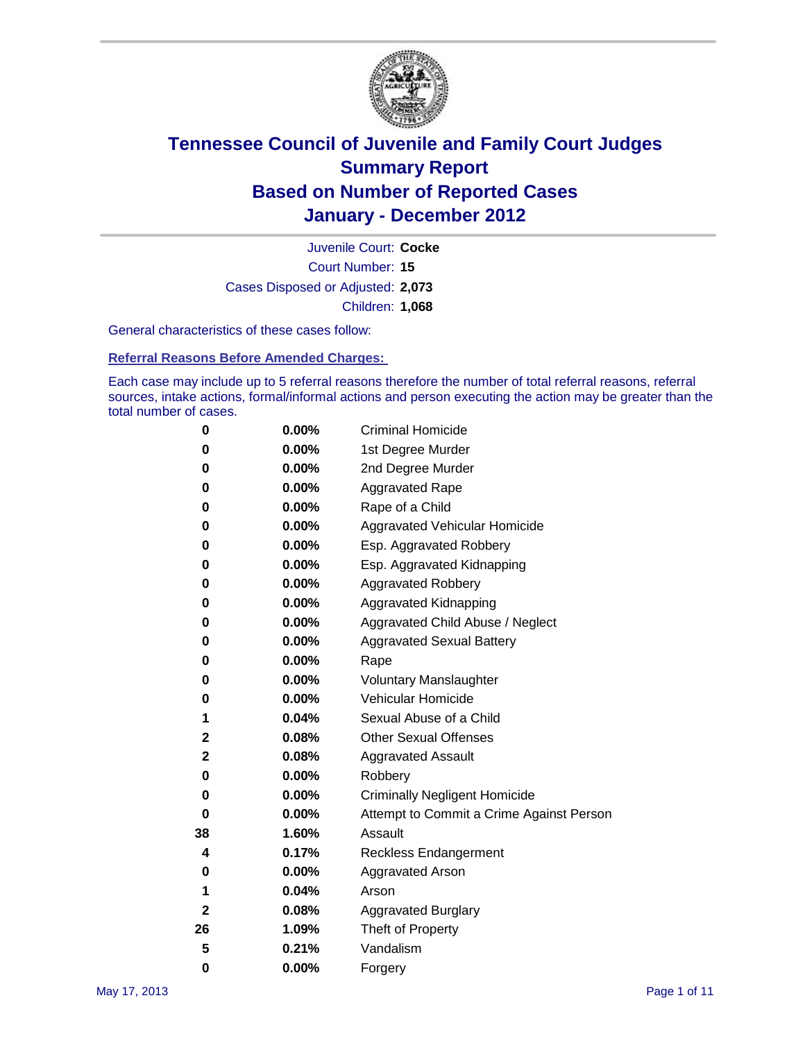# Tennessee Council of Juvenile and Family Court Judges
# Summary Report
# Based on Number of Reported Cases
# January - December 2012

Juvenile Court: **Cocke**

Court Number: **15**

Cases Disposed or Adjusted: **2,073**

Children: **1,068**

General characteristics of these cases follow:

## Referral Reasons Before Amended Charges:

Each case may include up to 5 referral reasons therefore the number of total referral reasons, referral sources, intake actions, formal/informal actions and person executing the action may be greater than the total number of cases.

| | | |
|---|---|---|
| 0 | 0.00% | Criminal Homicide |
| 0 | 0.00% | 1st Degree Murder |
| 0 | 0.00% | 2nd Degree Murder |
| 0 | 0.00% | Aggravated Rape |
| 0 | 0.00% | Rape of a Child |
| 0 | 0.00% | Aggravated Vehicular Homicide |
| 0 | 0.00% | Esp. Aggravated Robbery |
| 0 | 0.00% | Esp. Aggravated Kidnapping |
| 0 | 0.00% | Aggravated Robbery |
| 0 | 0.00% | Aggravated Kidnapping |
| 0 | 0.00% | Aggravated Child Abuse / Neglect |
| 0 | 0.00% | Aggravated Sexual Battery |
| 0 | 0.00% | Rape |
| 0 | 0.00% | Voluntary Manslaughter |
| 0 | 0.00% | Vehicular Homicide |
| 1 | 0.04% | Sexual Abuse of a Child |
| 2 | 0.08% | Other Sexual Offenses |
| 2 | 0.08% | Aggravated Assault |
| 0 | 0.00% | Robbery |
| 0 | 0.00% | Criminally Negligent Homicide |
| 0 | 0.00% | Attempt to Commit a Crime Against Person |
| 38 | 1.60% | Assault |
| 4 | 0.17% | Reckless Endangerment |
| 0 | 0.00% | Aggravated Arson |
| 1 | 0.04% | Arson |
| 2 | 0.08% | Aggravated Burglary |
| 26 | 1.09% | Theft of Property |
| 5 | 0.21% | Vandalism |
| 0 | 0.00% | Forgery |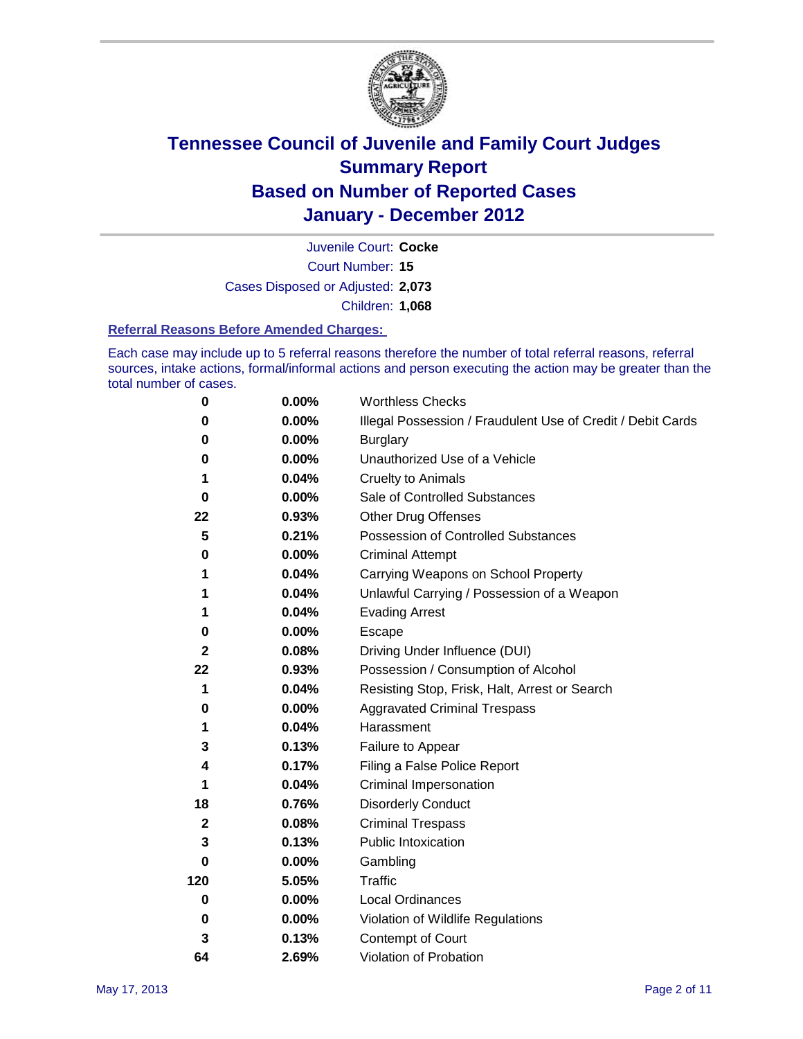# Tennessee Council of Juvenile and Family Court Judges
# Summary Report
# Based on Number of Reported Cases
# January - December 2012

Juvenile Court: **Cocke**

Court Number: **15**

Cases Disposed or Adjusted: **2,073**

Children: **1,068**

### Referral Reasons Before Amended Charges:

Each case may include up to 5 referral reasons therefore the number of total referral reasons, referral sources, intake actions, formal/informal actions and person executing the action may be greater than the total number of cases.

| | | |
|---|---|---|
| 0 | 0.00% | Worthless Checks |
| 0 | 0.00% | Illegal Possession / Fraudulent Use of Credit / Debit Cards |
| 0 | 0.00% | Burglary |
| 0 | 0.00% | Unauthorized Use of a Vehicle |
| 1 | 0.04% | Cruelty to Animals |
| 0 | 0.00% | Sale of Controlled Substances |
| 22 | 0.93% | Other Drug Offenses |
| 5 | 0.21% | Possession of Controlled Substances |
| 0 | 0.00% | Criminal Attempt |
| 1 | 0.04% | Carrying Weapons on School Property |
| 1 | 0.04% | Unlawful Carrying / Possession of a Weapon |
| 1 | 0.04% | Evading Arrest |
| 0 | 0.00% | Escape |
| 2 | 0.08% | Driving Under Influence (DUI) |
| 22 | 0.93% | Possession / Consumption of Alcohol |
| 1 | 0.04% | Resisting Stop, Frisk, Halt, Arrest or Search |
| 0 | 0.00% | Aggravated Criminal Trespass |
| 1 | 0.04% | Harassment |
| 3 | 0.13% | Failure to Appear |
| 4 | 0.17% | Filing a False Police Report |
| 1 | 0.04% | Criminal Impersonation |
| 18 | 0.76% | Disorderly Conduct |
| 2 | 0.08% | Criminal Trespass |
| 3 | 0.13% | Public Intoxication |
| 0 | 0.00% | Gambling |
| 120 | 5.05% | Traffic |
| 0 | 0.00% | Local Ordinances |
| 0 | 0.00% | Violation of Wildlife Regulations |
| 3 | 0.13% | Contempt of Court |
| 64 | 2.69% | Violation of Probation |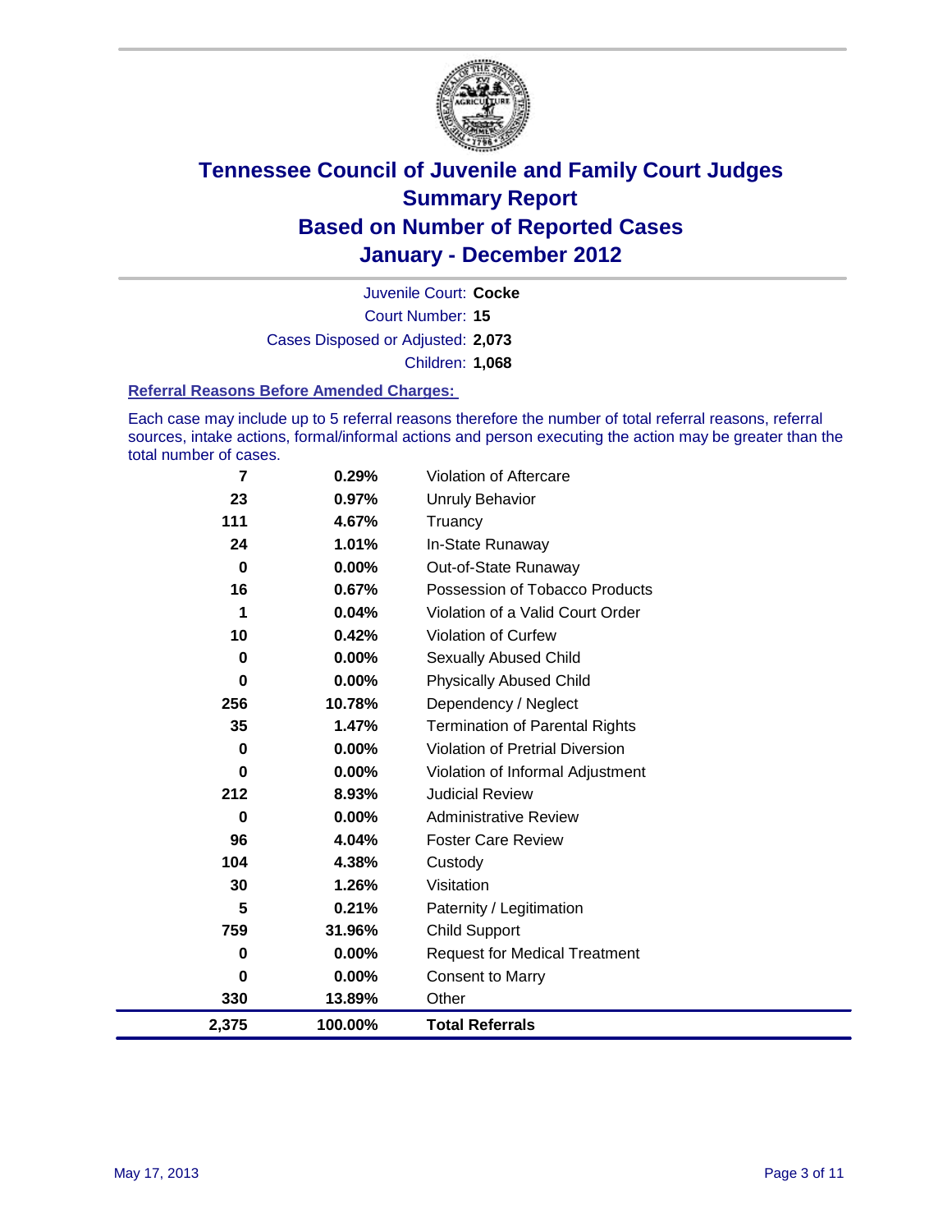# Tennessee Council of Juvenile and Family Court Judges
## Summary Report
## Based on Number of Reported Cases
## January - December 2012

Juvenile Court: **Cocke**

Court Number: **15**

Cases Disposed or Adjusted: **2,073**

Children: **1,068**

### Referral Reasons Before Amended Charges:

Each case may include up to 5 referral reasons therefore the number of total referral reasons, referral sources, intake actions, formal/informal actions and person executing the action may be greater than the total number of cases.

| Count | Percent | Referral Reason |
|---|---|---|
| 7 | 0.29% | Violation of Aftercare |
| 23 | 0.97% | Unruly Behavior |
| 111 | 4.67% | Truancy |
| 24 | 1.01% | In-State Runaway |
| 0 | 0.00% | Out-of-State Runaway |
| 16 | 0.67% | Possession of Tobacco Products |
| 1 | 0.04% | Violation of a Valid Court Order |
| 10 | 0.42% | Violation of Curfew |
| 0 | 0.00% | Sexually Abused Child |
| 0 | 0.00% | Physically Abused Child |
| 256 | 10.78% | Dependency / Neglect |
| 35 | 1.47% | Termination of Parental Rights |
| 0 | 0.00% | Violation of Pretrial Diversion |
| 0 | 0.00% | Violation of Informal Adjustment |
| 212 | 8.93% | Judicial Review |
| 0 | 0.00% | Administrative Review |
| 96 | 4.04% | Foster Care Review |
| 104 | 4.38% | Custody |
| 30 | 1.26% | Visitation |
| 5 | 0.21% | Paternity / Legitimation |
| 759 | 31.96% | Child Support |
| 0 | 0.00% | Request for Medical Treatment |
| 0 | 0.00% | Consent to Marry |
| 330 | 13.89% | Other |
| **2,375** | **100.00%** | **Total Referrals** |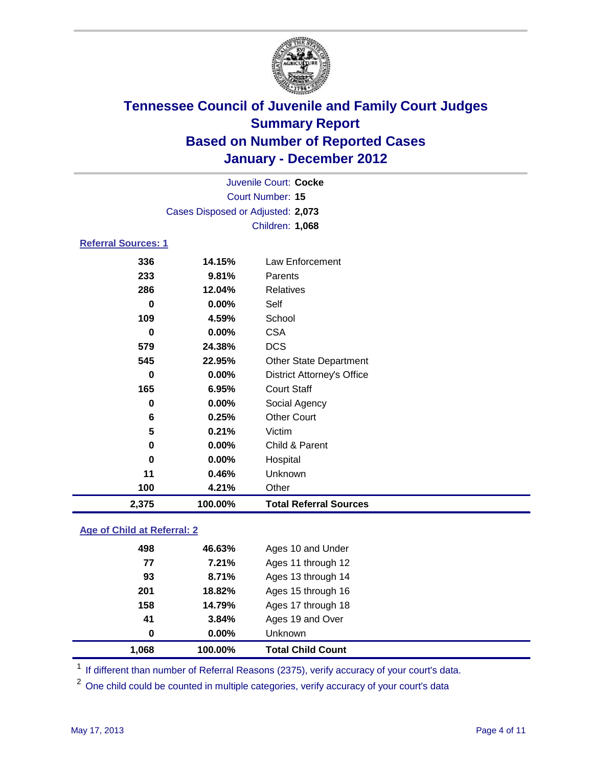# Tennessee Council of Juvenile and Family Court Judges
## Summary Report
## Based on Number of Reported Cases
## January - December 2012

Juvenile Court: **Cocke**
Court Number: **15**
Cases Disposed or Adjusted: **2,073**
Children: **1,068**

### Referral Sources: 1

| | | |
|---|---|---|
| 336 | 14.15% | Law Enforcement |
| 233 | 9.81% | Parents |
| 286 | 12.04% | Relatives |
| 0 | 0.00% | Self |
| 109 | 4.59% | School |
| 0 | 0.00% | CSA |
| 579 | 24.38% | DCS |
| 545 | 22.95% | Other State Department |
| 0 | 0.00% | District Attorney's Office |
| 165 | 6.95% | Court Staff |
| 0 | 0.00% | Social Agency |
| 6 | 0.25% | Other Court |
| 5 | 0.21% | Victim |
| 0 | 0.00% | Child & Parent |
| 0 | 0.00% | Hospital |
| 11 | 0.46% | Unknown |
| 100 | 4.21% | Other |
| **2,375** | **100.00%** | **Total Referral Sources** |

### Age of Child at Referral: 2

| | | |
|---|---|---|
| 498 | 46.63% | Ages 10 and Under |
| 77 | 7.21% | Ages 11 through 12 |
| 93 | 8.71% | Ages 13 through 14 |
| 201 | 18.82% | Ages 15 through 16 |
| 158 | 14.79% | Ages 17 through 18 |
| 41 | 3.84% | Ages 19 and Over |
| 0 | 0.00% | Unknown |
| **1,068** | **100.00%** | **Total Child Count** |

[1] If different than number of Referral Reasons (2375), verify accuracy of your court's data.

[2] One child could be counted in multiple categories, verify accuracy of your court's data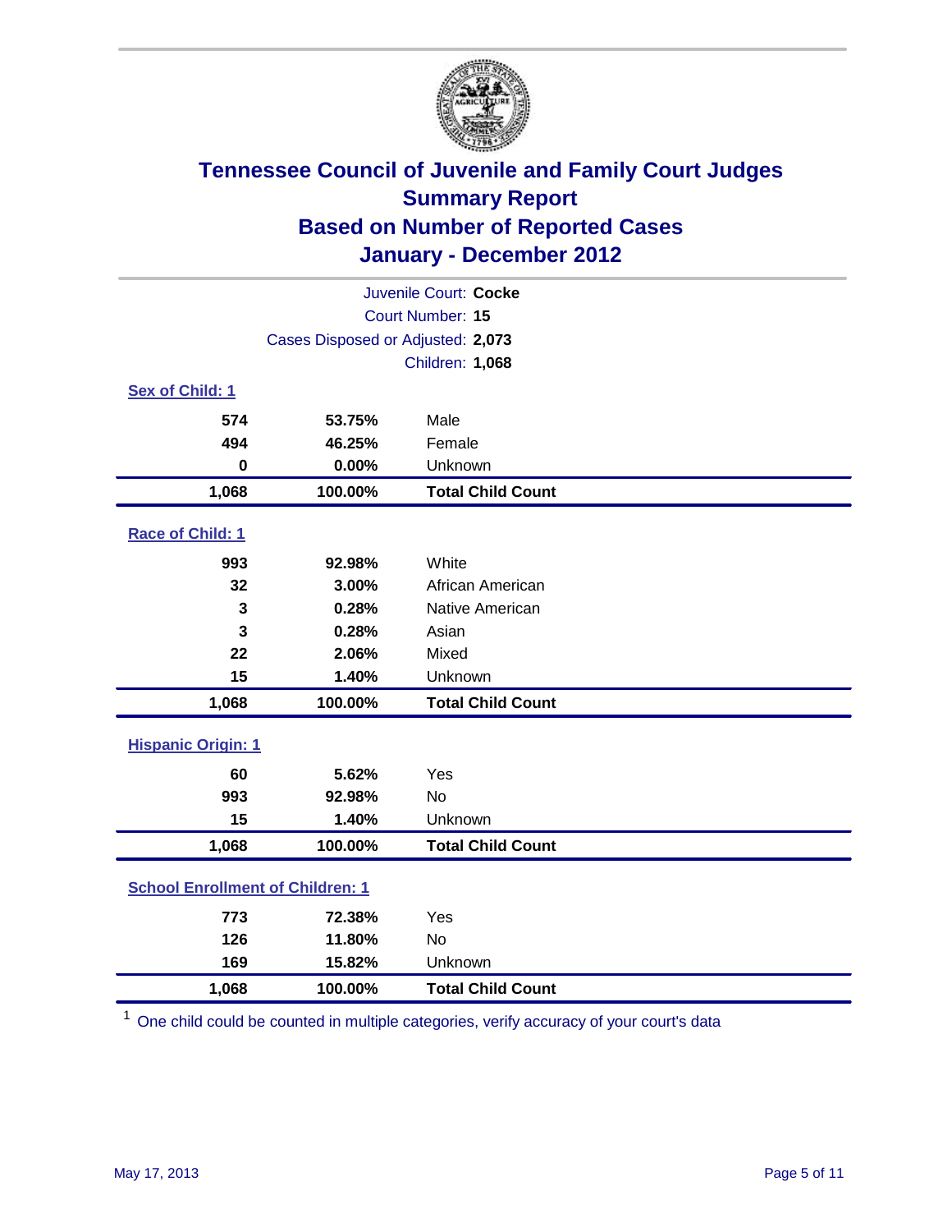# Tennessee Council of Juvenile and Family Court Judges
## Summary Report
## Based on Number of Reported Cases
## January - December 2012

Juvenile Court: **Cocke**
Court Number: **15**
Cases Disposed or Adjusted: **2,073**
Children: **1,068**

### Sex of Child: 1

| Count | Percent | Category |
|---|---|---|
| 574 | 53.75% | Male |
| 494 | 46.25% | Female |
| 0 | 0.00% | Unknown |
| **1,068** | **100.00%** | **Total Child Count** |

### Race of Child: 1

| Count | Percent | Category |
|---|---|---|
| 993 | 92.98% | White |
| 32 | 3.00% | African American |
| 3 | 0.28% | Native American |
| 3 | 0.28% | Asian |
| 22 | 2.06% | Mixed |
| 15 | 1.40% | Unknown |
| **1,068** | **100.00%** | **Total Child Count** |

### Hispanic Origin: 1

| Count | Percent | Category |
|---|---|---|
| 60 | 5.62% | Yes |
| 993 | 92.98% | No |
| 15 | 1.40% | Unknown |
| **1,068** | **100.00%** | **Total Child Count** |

### School Enrollment of Children: 1

| Count | Percent | Category |
|---|---|---|
| 773 | 72.38% | Yes |
| 126 | 11.80% | No |
| 169 | 15.82% | Unknown |
| **1,068** | **100.00%** | **Total Child Count** |

[1] One child could be counted in multiple categories, verify accuracy of your court's data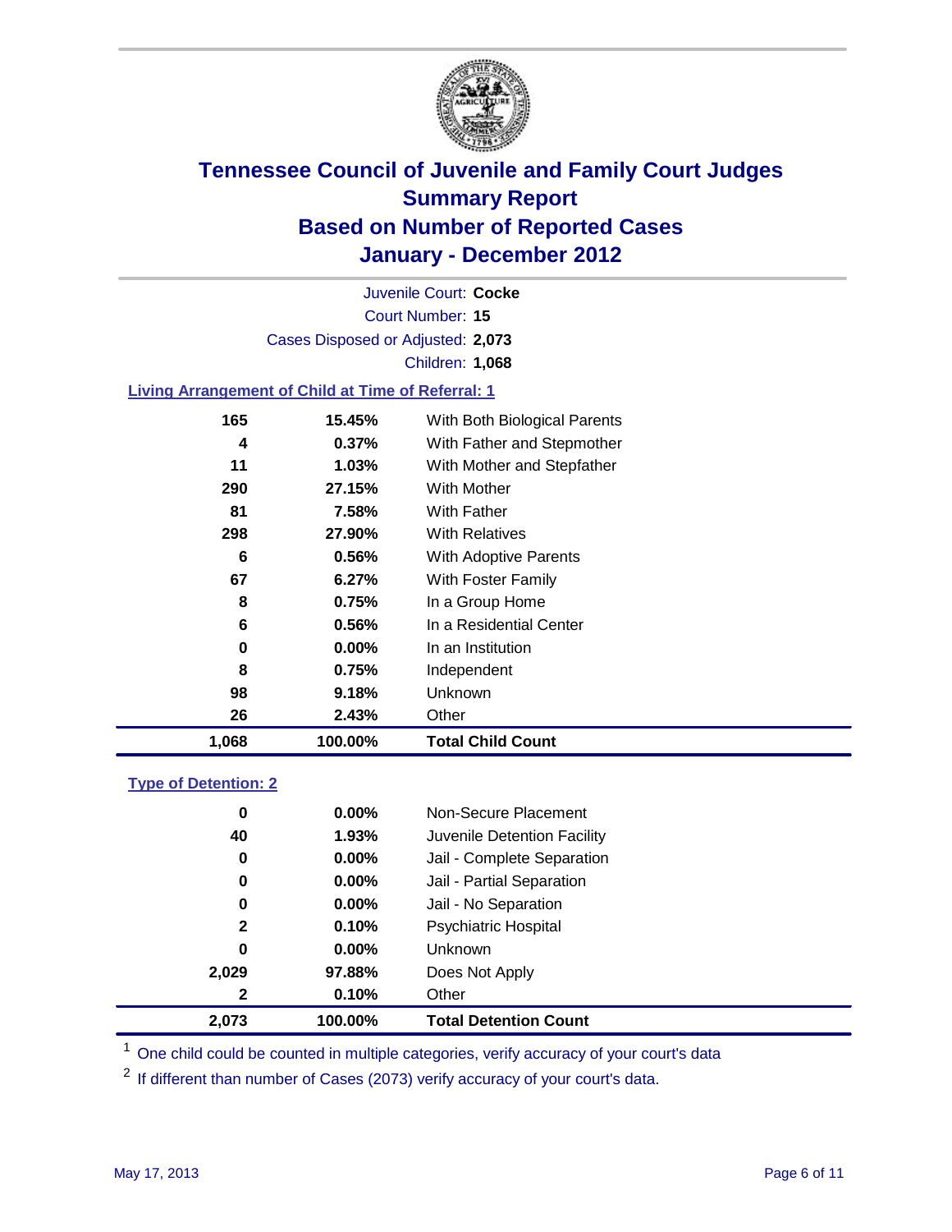# Tennessee Council of Juvenile and Family Court Judges
# Summary Report
# Based on Number of Reported Cases
# January - December 2012

Juvenile Court: **Cocke**

Court Number: **15**

Cases Disposed or Adjusted: **2,073**

Children: **1,068**

### Living Arrangement of Child at Time of Referral: 1

| | | |
|---|---|---|
| 165 | 15.45% | With Both Biological Parents |
| 4 | 0.37% | With Father and Stepmother |
| 11 | 1.03% | With Mother and Stepfather |
| 290 | 27.15% | With Mother |
| 81 | 7.58% | With Father |
| 298 | 27.90% | With Relatives |
| 6 | 0.56% | With Adoptive Parents |
| 67 | 6.27% | With Foster Family |
| 8 | 0.75% | In a Group Home |
| 6 | 0.56% | In a Residential Center |
| 0 | 0.00% | In an Institution |
| 8 | 0.75% | Independent |
| 98 | 9.18% | Unknown |
| 26 | 2.43% | Other |
| **1,068** | **100.00%** | **Total Child Count** |

### Type of Detention: 2

| | | |
|---|---|---|
| 0 | 0.00% | Non-Secure Placement |
| 40 | 1.93% | Juvenile Detention Facility |
| 0 | 0.00% | Jail - Complete Separation |
| 0 | 0.00% | Jail - Partial Separation |
| 0 | 0.00% | Jail - No Separation |
| 2 | 0.10% | Psychiatric Hospital |
| 0 | 0.00% | Unknown |
| 2,029 | 97.88% | Does Not Apply |
| 2 | 0.10% | Other |
| **2,073** | **100.00%** | **Total Detention Count** |

[1] One child could be counted in multiple categories, verify accuracy of your court's data

[2] If different than number of Cases (2073) verify accuracy of your court's data.

May 17, 2013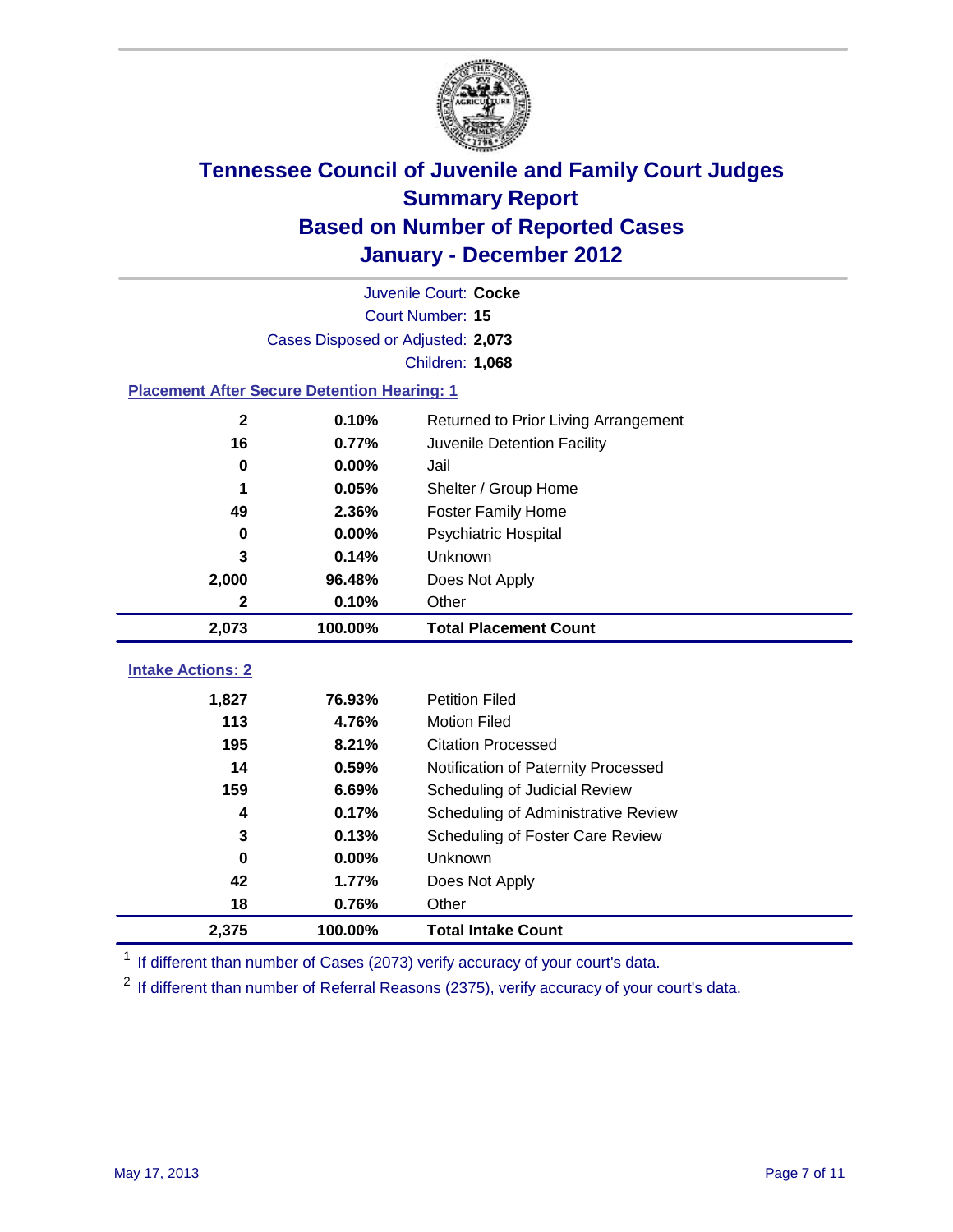# Tennessee Council of Juvenile and Family Court Judges
## Summary Report
## Based on Number of Reported Cases
## January - December 2012

Juvenile Court: **Cocke**

Court Number: **15**

Cases Disposed or Adjusted: **2,073**

Children: **1,068**

### Placement After Secure Detention Hearing: 1

| | | |
|---|---|---|
| 2 | 0.10% | Returned to Prior Living Arrangement |
| 16 | 0.77% | Juvenile Detention Facility |
| 0 | 0.00% | Jail |
| 1 | 0.05% | Shelter / Group Home |
| 49 | 2.36% | Foster Family Home |
| 0 | 0.00% | Psychiatric Hospital |
| 3 | 0.14% | Unknown |
| 2,000 | 96.48% | Does Not Apply |
| 2 | 0.10% | Other |
| **2,073** | **100.00%** | **Total Placement Count** |

### Intake Actions: 2

| | | |
|---|---|---|
| 1,827 | 76.93% | Petition Filed |
| 113 | 4.76% | Motion Filed |
| 195 | 8.21% | Citation Processed |
| 14 | 0.59% | Notification of Paternity Processed |
| 159 | 6.69% | Scheduling of Judicial Review |
| 4 | 0.17% | Scheduling of Administrative Review |
| 3 | 0.13% | Scheduling of Foster Care Review |
| 0 | 0.00% | Unknown |
| 42 | 1.77% | Does Not Apply |
| 18 | 0.76% | Other |
| **2,375** | **100.00%** | **Total Intake Count** |

[1] If different than number of Cases (2073) verify accuracy of your court's data.

[2] If different than number of Referral Reasons (2375), verify accuracy of your court's data.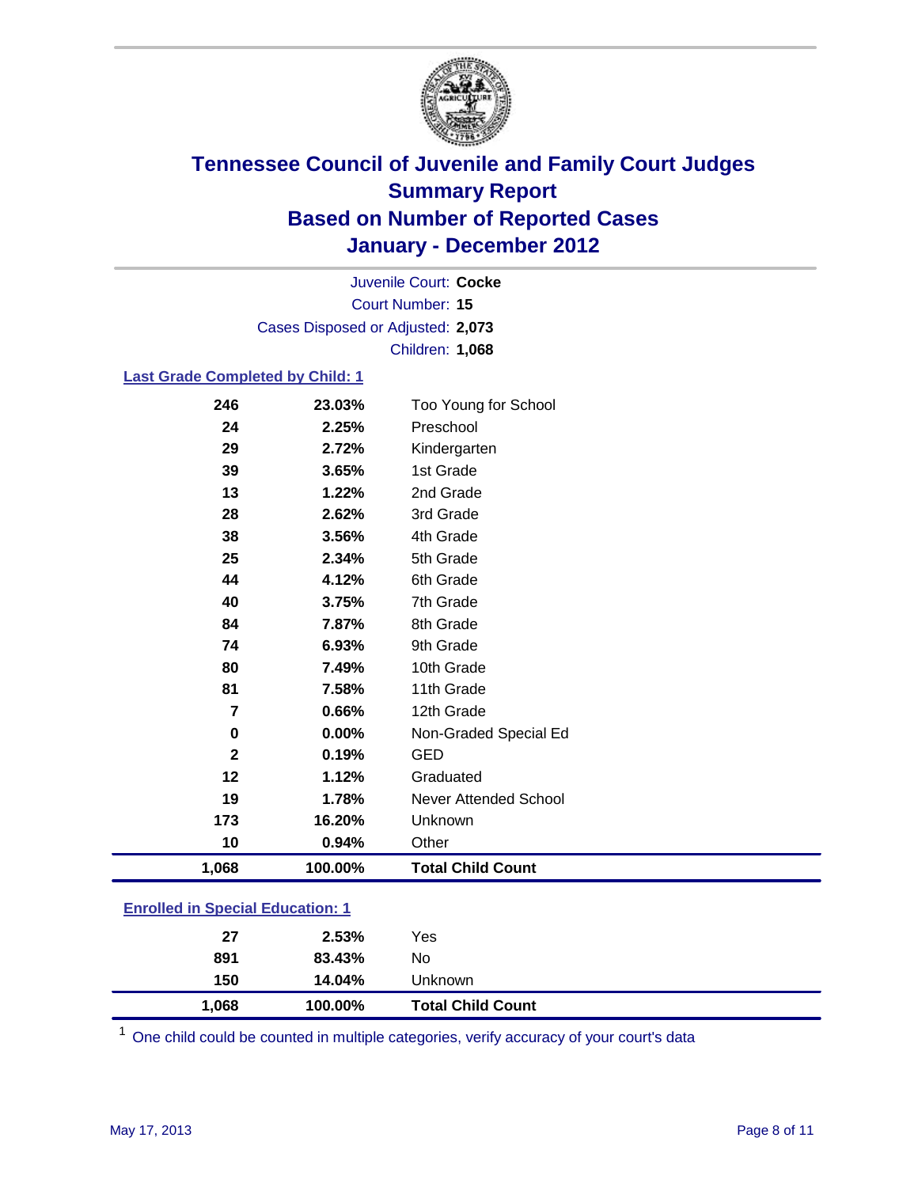# Tennessee Council of Juvenile and Family Court Judges
## Summary Report
## Based on Number of Reported Cases
## January - December 2012

Juvenile Court: **Cocke**
Court Number: **15**
Cases Disposed or Adjusted: **2,073**
Children: **1,068**

### Last Grade Completed by Child: 1

| | | |
|---|---|---|
| 246 | 23.03% | Too Young for School |
| 24 | 2.25% | Preschool |
| 29 | 2.72% | Kindergarten |
| 39 | 3.65% | 1st Grade |
| 13 | 1.22% | 2nd Grade |
| 28 | 2.62% | 3rd Grade |
| 38 | 3.56% | 4th Grade |
| 25 | 2.34% | 5th Grade |
| 44 | 4.12% | 6th Grade |
| 40 | 3.75% | 7th Grade |
| 84 | 7.87% | 8th Grade |
| 74 | 6.93% | 9th Grade |
| 80 | 7.49% | 10th Grade |
| 81 | 7.58% | 11th Grade |
| 7 | 0.66% | 12th Grade |
| 0 | 0.00% | Non-Graded Special Ed |
| 2 | 0.19% | GED |
| 12 | 1.12% | Graduated |
| 19 | 1.78% | Never Attended School |
| 173 | 16.20% | Unknown |
| 10 | 0.94% | Other |
| **1,068** | **100.00%** | **Total Child Count** |

### Enrolled in Special Education: 1

| | | |
|---|---|---|
| 27 | 2.53% | Yes |
| 891 | 83.43% | No |
| 150 | 14.04% | Unknown |
| **1,068** | **100.00%** | **Total Child Count** |

[1] One child could be counted in multiple categories, verify accuracy of your court's data

May 17, 2013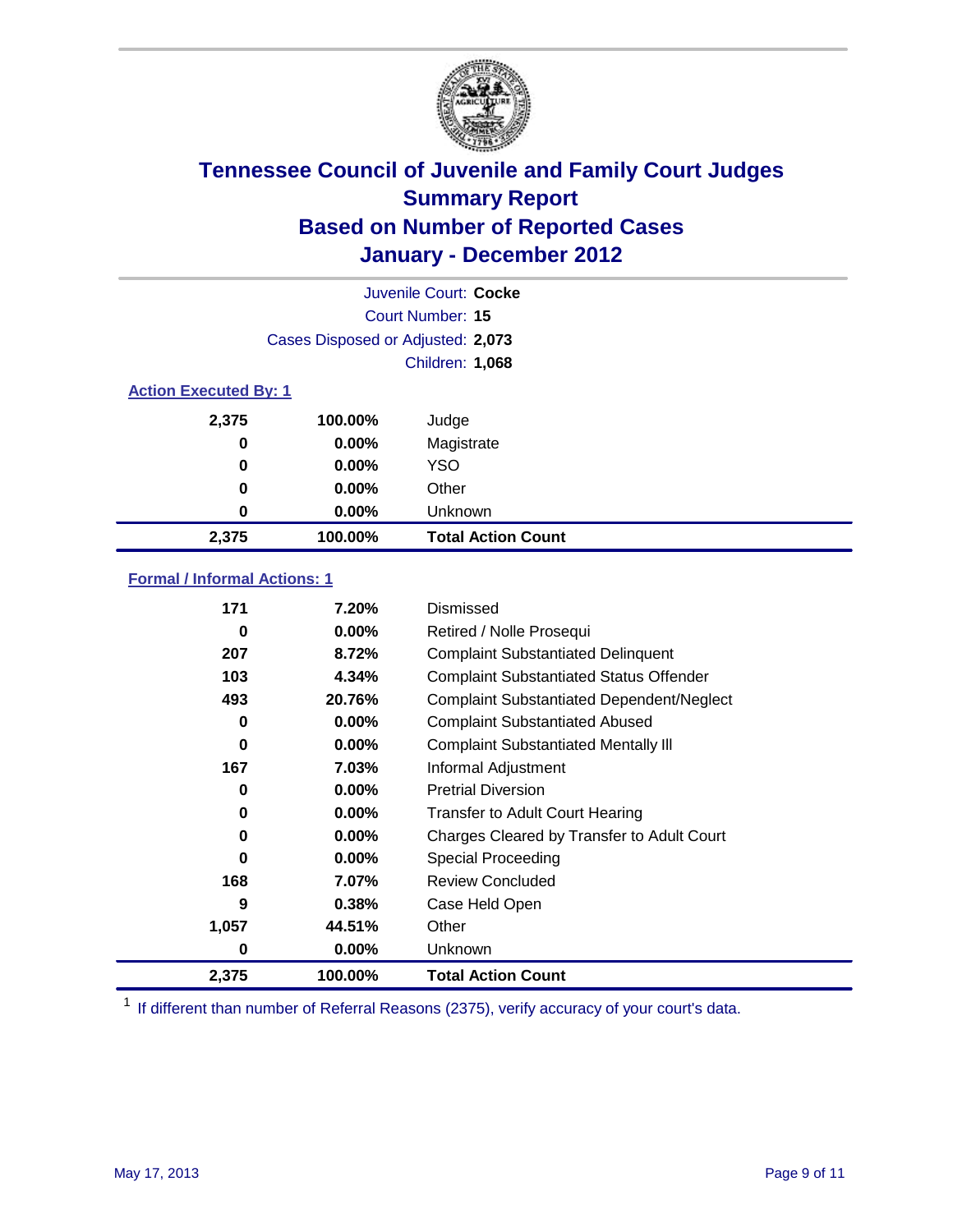# Tennessee Council of Juvenile and Family Court Judges
## Summary Report
## Based on Number of Reported Cases
## January - December 2012

Juvenile Court: **Cocke**
Court Number: **15**
Cases Disposed or Adjusted: **2,073**
Children: **1,068**

### Action Executed By: 1

| | | |
|---|---|---|
| 2,375 | 100.00% | Judge |
| 0 | 0.00% | Magistrate |
| 0 | 0.00% | YSO |
| 0 | 0.00% | Other |
| 0 | 0.00% | Unknown |
| **2,375** | **100.00%** | **Total Action Count** |

### Formal / Informal Actions: 1

| | | |
|---|---|---|
| 171 | 7.20% | Dismissed |
| 0 | 0.00% | Retired / Nolle Prosequi |
| 207 | 8.72% | Complaint Substantiated Delinquent |
| 103 | 4.34% | Complaint Substantiated Status Offender |
| 493 | 20.76% | Complaint Substantiated Dependent/Neglect |
| 0 | 0.00% | Complaint Substantiated Abused |
| 0 | 0.00% | Complaint Substantiated Mentally Ill |
| 167 | 7.03% | Informal Adjustment |
| 0 | 0.00% | Pretrial Diversion |
| 0 | 0.00% | Transfer to Adult Court Hearing |
| 0 | 0.00% | Charges Cleared by Transfer to Adult Court |
| 0 | 0.00% | Special Proceeding |
| 168 | 7.07% | Review Concluded |
| 9 | 0.38% | Case Held Open |
| 1,057 | 44.51% | Other |
| 0 | 0.00% | Unknown |
| **2,375** | **100.00%** | **Total Action Count** |

[1] If different than number of Referral Reasons (2375), verify accuracy of your court's data.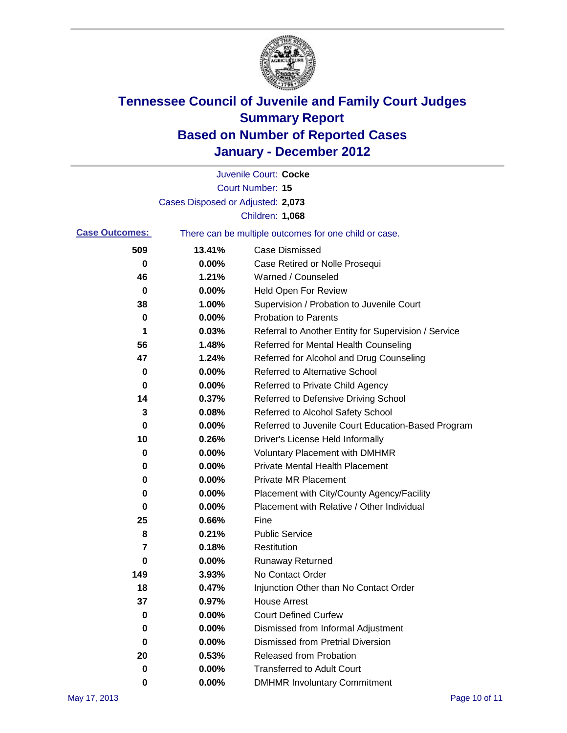# Tennessee Council of Juvenile and Family Court Judges
## Summary Report
## Based on Number of Reported Cases
## January - December 2012

Juvenile Court: **Cocke**

Court Number: **15**

Cases Disposed or Adjusted: **2,073**

Children: **1,068**

**Case Outcomes:** There can be multiple outcomes for one child or case.

| | | |
|---|---|---|
| 509 | 13.41% | Case Dismissed |
| 0 | 0.00% | Case Retired or Nolle Prosequi |
| 46 | 1.21% | Warned / Counseled |
| 0 | 0.00% | Held Open For Review |
| 38 | 1.00% | Supervision / Probation to Juvenile Court |
| 0 | 0.00% | Probation to Parents |
| 1 | 0.03% | Referral to Another Entity for Supervision / Service |
| 56 | 1.48% | Referred for Mental Health Counseling |
| 47 | 1.24% | Referred for Alcohol and Drug Counseling |
| 0 | 0.00% | Referred to Alternative School |
| 0 | 0.00% | Referred to Private Child Agency |
| 14 | 0.37% | Referred to Defensive Driving School |
| 3 | 0.08% | Referred to Alcohol Safety School |
| 0 | 0.00% | Referred to Juvenile Court Education-Based Program |
| 10 | 0.26% | Driver's License Held Informally |
| 0 | 0.00% | Voluntary Placement with DMHMR |
| 0 | 0.00% | Private Mental Health Placement |
| 0 | 0.00% | Private MR Placement |
| 0 | 0.00% | Placement with City/County Agency/Facility |
| 0 | 0.00% | Placement with Relative / Other Individual |
| 25 | 0.66% | Fine |
| 8 | 0.21% | Public Service |
| 7 | 0.18% | Restitution |
| 0 | 0.00% | Runaway Returned |
| 149 | 3.93% | No Contact Order |
| 18 | 0.47% | Injunction Other than No Contact Order |
| 37 | 0.97% | House Arrest |
| 0 | 0.00% | Court Defined Curfew |
| 0 | 0.00% | Dismissed from Informal Adjustment |
| 0 | 0.00% | Dismissed from Pretrial Diversion |
| 20 | 0.53% | Released from Probation |
| 0 | 0.00% | Transferred to Adult Court |
| 0 | 0.00% | DMHMR Involuntary Commitment |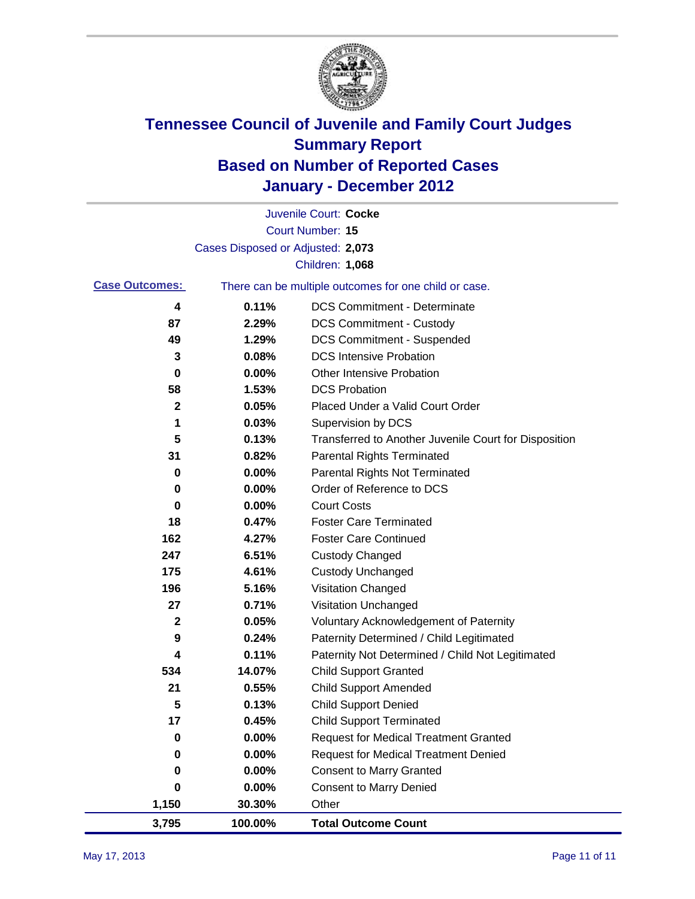# Tennessee Council of Juvenile and Family Court Judges
## Summary Report
## Based on Number of Reported Cases
## January - December 2012

Juvenile Court: **Cocke**

Court Number: **15**

Cases Disposed or Adjusted: **2,073**

Children: **1,068**

**Case Outcomes:** There can be multiple outcomes for one child or case.

| | | |
|---|---|---|
| 4 | 0.11% | DCS Commitment - Determinate |
| 87 | 2.29% | DCS Commitment - Custody |
| 49 | 1.29% | DCS Commitment - Suspended |
| 3 | 0.08% | DCS Intensive Probation |
| 0 | 0.00% | Other Intensive Probation |
| 58 | 1.53% | DCS Probation |
| 2 | 0.05% | Placed Under a Valid Court Order |
| 1 | 0.03% | Supervision by DCS |
| 5 | 0.13% | Transferred to Another Juvenile Court for Disposition |
| 31 | 0.82% | Parental Rights Terminated |
| 0 | 0.00% | Parental Rights Not Terminated |
| 0 | 0.00% | Order of Reference to DCS |
| 0 | 0.00% | Court Costs |
| 18 | 0.47% | Foster Care Terminated |
| 162 | 4.27% | Foster Care Continued |
| 247 | 6.51% | Custody Changed |
| 175 | 4.61% | Custody Unchanged |
| 196 | 5.16% | Visitation Changed |
| 27 | 0.71% | Visitation Unchanged |
| 2 | 0.05% | Voluntary Acknowledgement of Paternity |
| 9 | 0.24% | Paternity Determined / Child Legitimated |
| 4 | 0.11% | Paternity Not Determined / Child Not Legitimated |
| 534 | 14.07% | Child Support Granted |
| 21 | 0.55% | Child Support Amended |
| 5 | 0.13% | Child Support Denied |
| 17 | 0.45% | Child Support Terminated |
| 0 | 0.00% | Request for Medical Treatment Granted |
| 0 | 0.00% | Request for Medical Treatment Denied |
| 0 | 0.00% | Consent to Marry Granted |
| 0 | 0.00% | Consent to Marry Denied |
| 1,150 | 30.30% | Other |
| **3,795** | **100.00%** | **Total Outcome Count** |

May 17, 2013